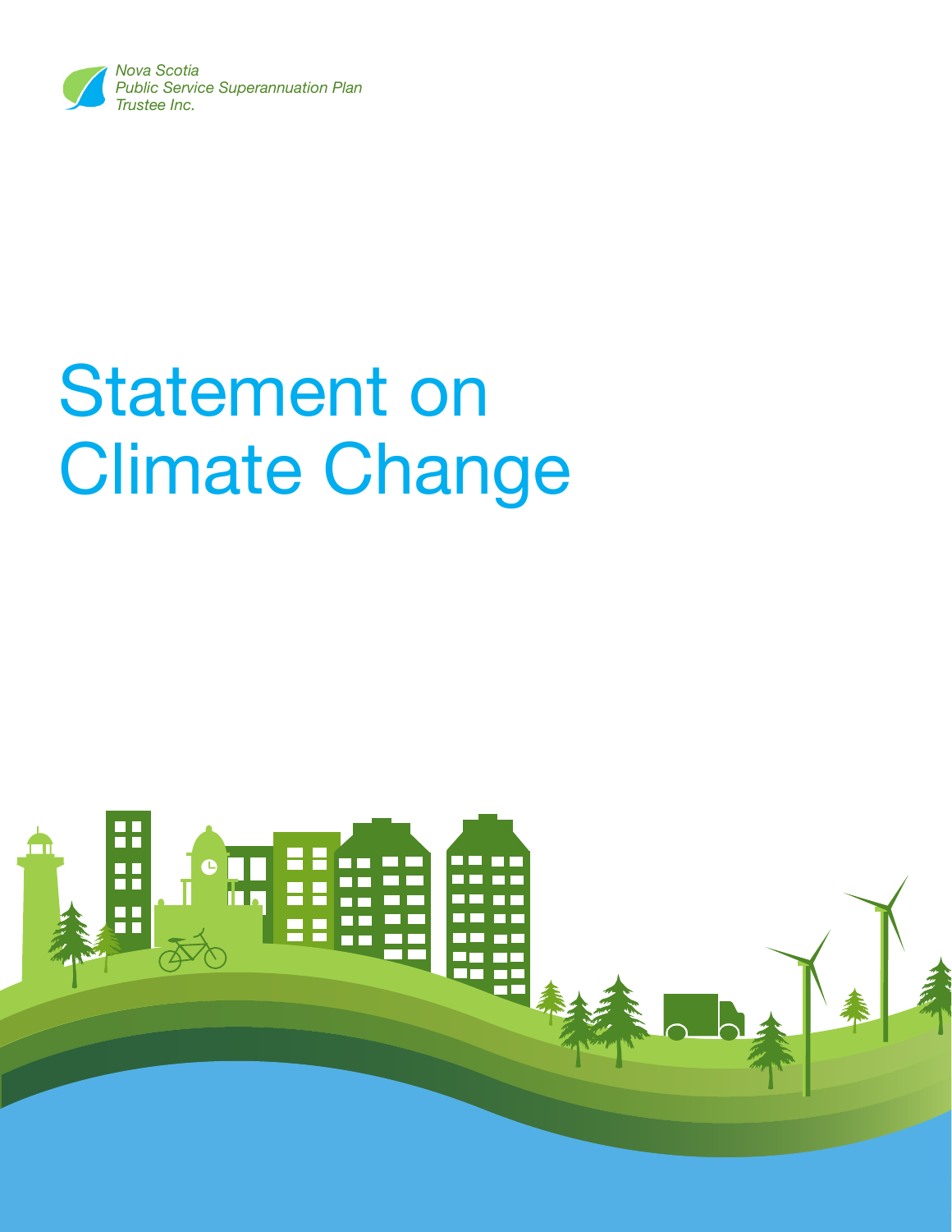Nova Scotia
Public Service Superannuation Plan
Trustee Inc.

# Statement on Climate Change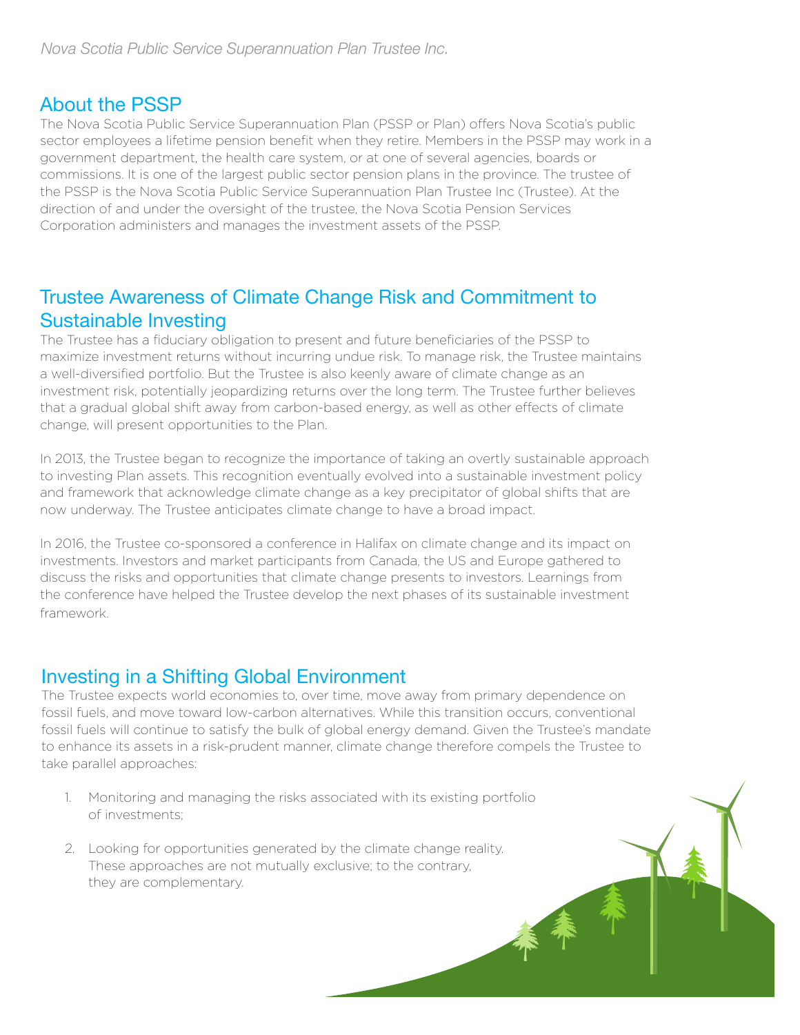## About the PSSP

The Nova Scotia Public Service Superannuation Plan (PSSP or Plan) offers Nova Scotia's public sector employees a lifetime pension benefit when they retire. Members in the PSSP may work in a government department, the health care system, or at one of several agencies, boards or commissions. It is one of the largest public sector pension plans in the province. The trustee of the PSSP is the Nova Scotia Public Service Superannuation Plan Trustee Inc (Trustee). At the direction of and under the oversight of the trustee, the Nova Scotia Pension Services Corporation administers and manages the investment assets of the PSSP.

## Trustee Awareness of Climate Change Risk and Commitment to Sustainable Investing

The Trustee has a fiduciary obligation to present and future beneficiaries of the PSSP to maximize investment returns without incurring undue risk. To manage risk, the Trustee maintains a well-diversified portfolio. But the Trustee is also keenly aware of climate change as an investment risk, potentially jeopardizing returns over the long term. The Trustee further believes that a gradual global shift away from carbon-based energy, as well as other effects of climate change, will present opportunities to the Plan.

In 2013, the Trustee began to recognize the importance of taking an overtly sustainable approach to investing Plan assets. This recognition eventually evolved into a sustainable investment policy and framework that acknowledge climate change as a key precipitator of global shifts that are now underway. The Trustee anticipates climate change to have a broad impact.

In 2016, the Trustee co-sponsored a conference in Halifax on climate change and its impact on investments. Investors and market participants from Canada, the US and Europe gathered to discuss the risks and opportunities that climate change presents to investors. Learnings from the conference have helped the Trustee develop the next phases of its sustainable investment framework.

## Investing in a Shifting Global Environment

The Trustee expects world economies to, over time, move away from primary dependence on fossil fuels, and move toward low-carbon alternatives. While this transition occurs, conventional fossil fuels will continue to satisfy the bulk of global energy demand. Given the Trustee's mandate to enhance its assets in a risk-prudent manner, climate change therefore compels the Trustee to take parallel approaches:

1. Monitoring and managing the risks associated with its existing portfolio of investments;
2. Looking for opportunities generated by the climate change reality. These approaches are not mutually exclusive; to the contrary, they are complementary.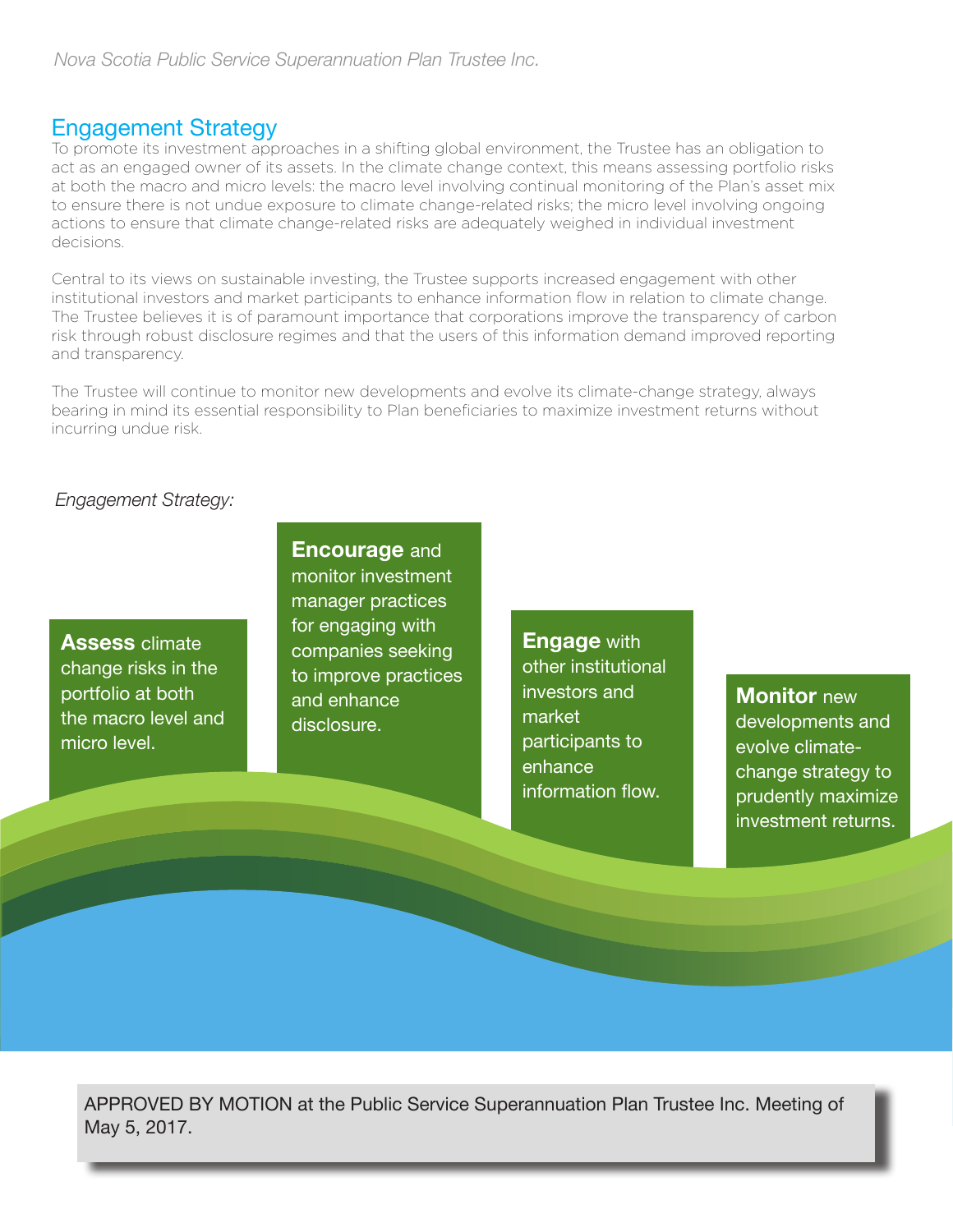## Engagement Strategy

To promote its investment approaches in a shifting global environment, the Trustee has an obligation to act as an engaged owner of its assets. In the climate change context, this means assessing portfolio risks at both the macro and micro levels: the macro level involving continual monitoring of the Plan's asset mix to ensure there is not undue exposure to climate change-related risks; the micro level involving ongoing actions to ensure that climate change-related risks are adequately weighed in individual investment decisions.

Central to its views on sustainable investing, the Trustee supports increased engagement with other institutional investors and market participants to enhance information flow in relation to climate change. The Trustee believes it is of paramount importance that corporations improve the transparency of carbon risk through robust disclosure regimes and that the users of this information demand improved reporting and transparency.

The Trustee will continue to monitor new developments and evolve its climate-change strategy, always bearing in mind its essential responsibility to Plan beneficiaries to maximize investment returns without incurring undue risk.

*Engagement Strategy:*

**Assess** climate change risks in the portfolio at both the macro level and micro level.

**Encourage** and monitor investment manager practices for engaging with companies seeking to improve practices and enhance disclosure.

**Engage** with other institutional investors and market participants to enhance information flow.

**Monitor** new developments and evolve climate-change strategy to prudently maximize investment returns.

APPROVED BY MOTION at the Public Service Superannuation Plan Trustee Inc. Meeting of May 5, 2017.